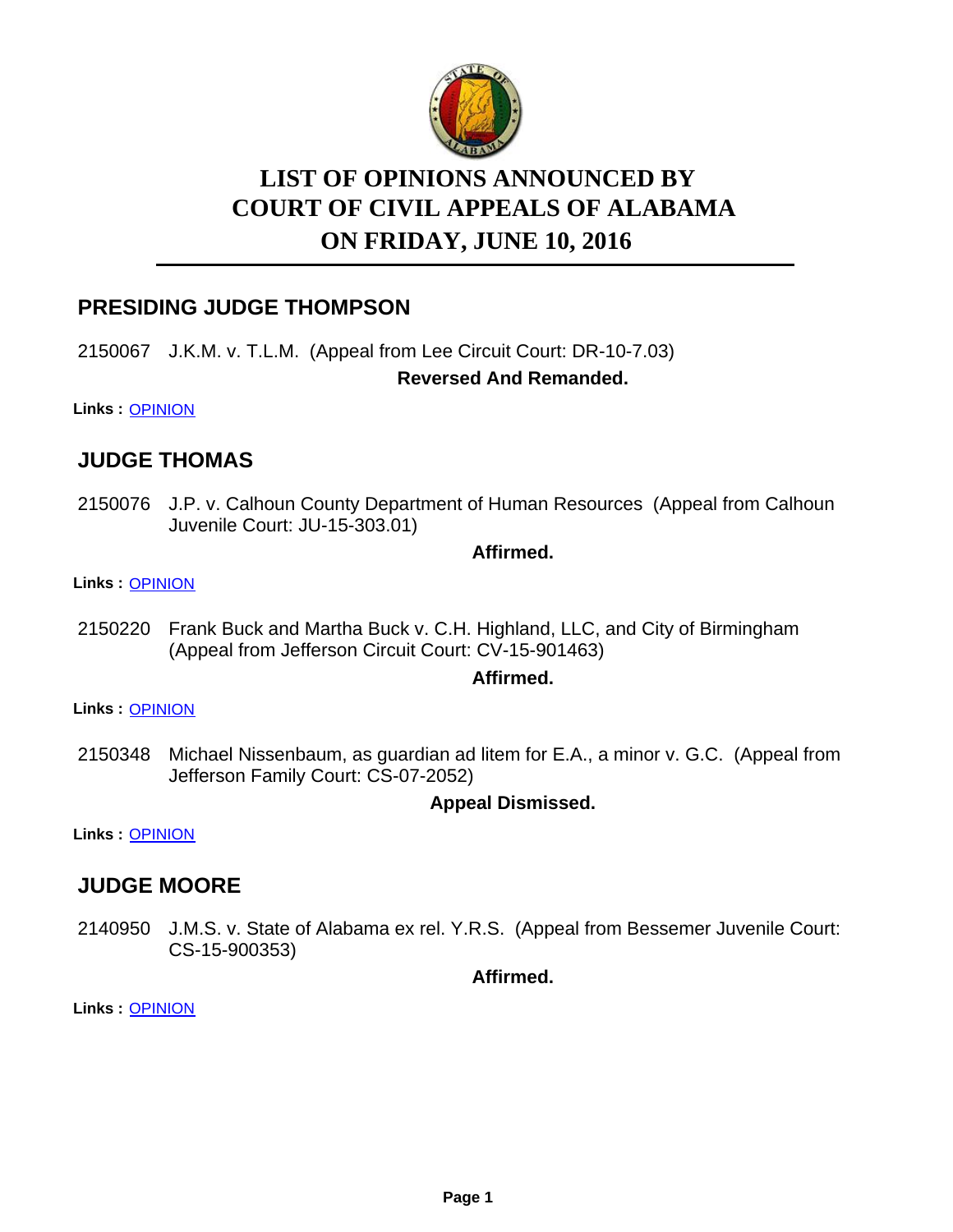# LIST OF OPINIONS ANNOUNCED BY COURT OF CIVIL APPEALS OF ALABAMA ON FRIDAY, JUNE 10, 2016

## PRESIDING JUDGE THOMPSON

2150067 J.K.M. v. T.L.M. (Appeal from Lee Circuit Court: DR-10-7.03)

**Reversed And Remanded.**

**Links :** OPINION

## JUDGE THOMAS

2150076 J.P. v. Calhoun County Department of Human Resources (Appeal from Calhoun Juvenile Court: JU-15-303.01)

**Affirmed.**

**Links :** OPINION

2150220 Frank Buck and Martha Buck v. C.H. Highland, LLC, and City of Birmingham (Appeal from Jefferson Circuit Court: CV-15-901463)

**Affirmed.**

**Links :** OPINION

2150348 Michael Nissenbaum, as guardian ad litem for E.A., a minor v. G.C. (Appeal from Jefferson Family Court: CS-07-2052)

**Appeal Dismissed.**

**Links :** OPINION

## JUDGE MOORE

2140950 J.M.S. v. State of Alabama ex rel. Y.R.S. (Appeal from Bessemer Juvenile Court: CS-15-900353)

**Affirmed.**

**Links :** OPINION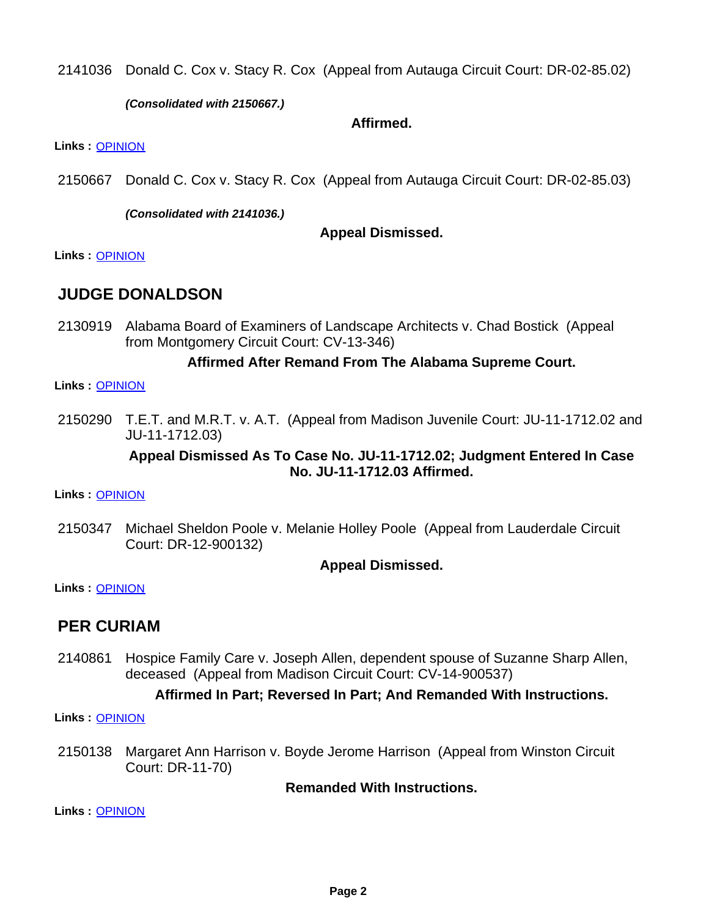2141036 Donald C. Cox v. Stacy R. Cox (Appeal from Autauga Circuit Court: DR-02-85.02)

***(Consolidated with 2150667.)***

**Affirmed.**

**Links :** [OPINION]

2150667 Donald C. Cox v. Stacy R. Cox (Appeal from Autauga Circuit Court: DR-02-85.03)

***(Consolidated with 2141036.)***

**Appeal Dismissed.**

**Links :** [OPINION]

## JUDGE DONALDSON

2130919 Alabama Board of Examiners of Landscape Architects v. Chad Bostick (Appeal from Montgomery Circuit Court: CV-13-346)

**Affirmed After Remand From The Alabama Supreme Court.**

**Links :** [OPINION]

2150290 T.E.T. and M.R.T. v. A.T. (Appeal from Madison Juvenile Court: JU-11-1712.02 and JU-11-1712.03)

**Appeal Dismissed As To Case No. JU-11-1712.02; Judgment Entered In Case No. JU-11-1712.03 Affirmed.**

**Links :** [OPINION]

2150347 Michael Sheldon Poole v. Melanie Holley Poole (Appeal from Lauderdale Circuit Court: DR-12-900132)

**Appeal Dismissed.**

**Links :** [OPINION]

## PER CURIAM

2140861 Hospice Family Care v. Joseph Allen, dependent spouse of Suzanne Sharp Allen, deceased (Appeal from Madison Circuit Court: CV-14-900537)

**Affirmed In Part; Reversed In Part; And Remanded With Instructions.**

**Links :** [OPINION]

2150138 Margaret Ann Harrison v. Boyde Jerome Harrison (Appeal from Winston Circuit Court: DR-11-70)

**Remanded With Instructions.**

**Links :** [OPINION]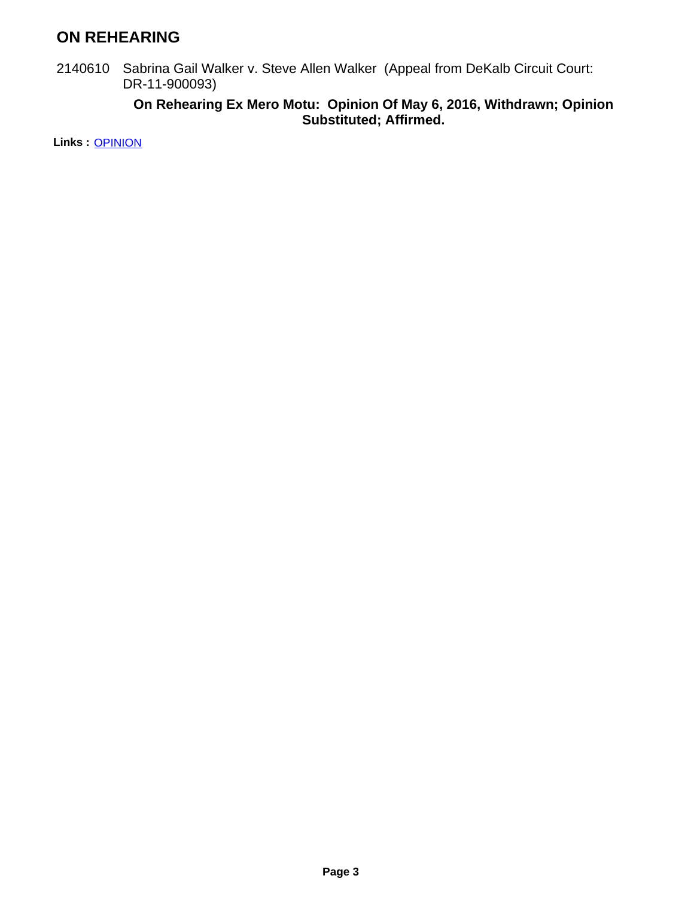## ON REHEARING

2140610 Sabrina Gail Walker v. Steve Allen Walker (Appeal from DeKalb Circuit Court: DR-11-900093)

**On Rehearing Ex Mero Motu: Opinion Of May 6, 2016, Withdrawn; Opinion Substituted; Affirmed.**

**Links :** OPINION